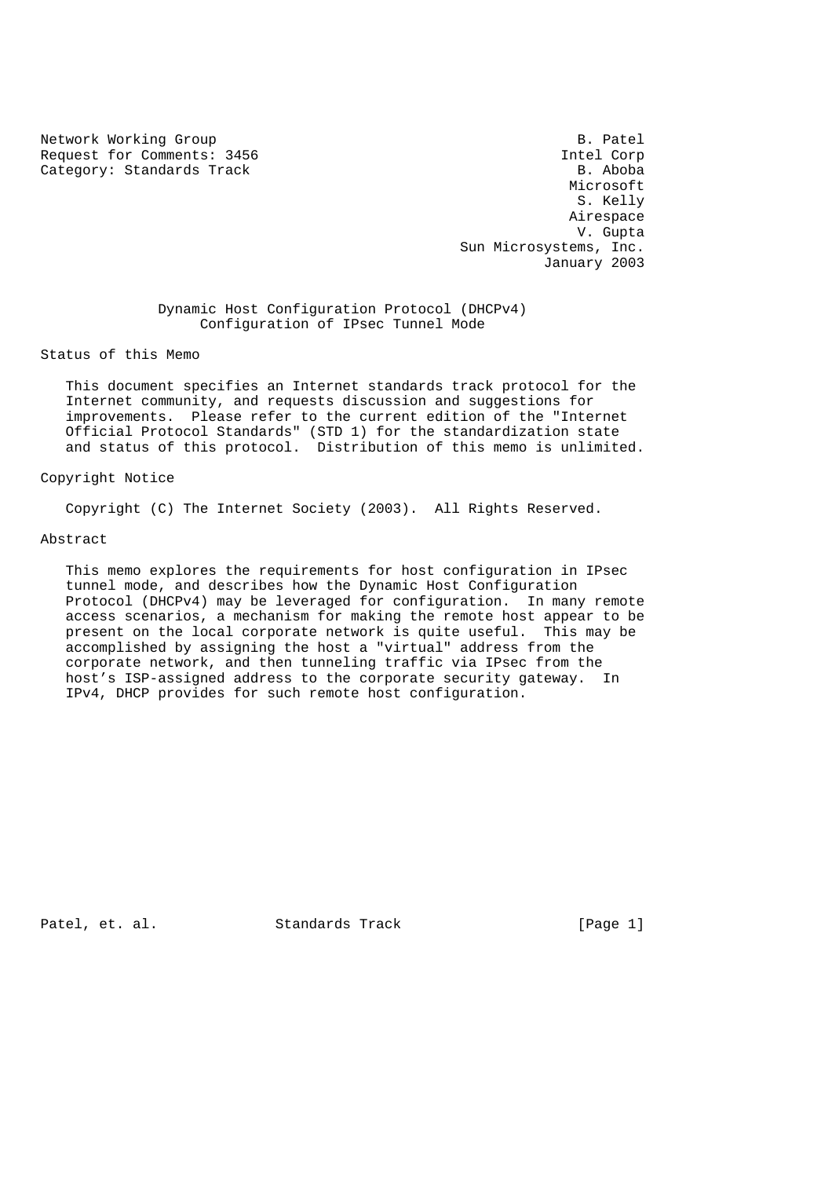Network Working Group B. Patel
Request for Comments: 3456 Intel Corp
Category: Standards Track B. Aboba
Microsoft
S. Kelly
Airespace
V. Gupta
Sun Microsystems, Inc.
January 2003

# Dynamic Host Configuration Protocol (DHCPv4) Configuration of IPsec Tunnel Mode

## Status of this Memo

This document specifies an Internet standards track protocol for the Internet community, and requests discussion and suggestions for improvements. Please refer to the current edition of the "Internet Official Protocol Standards" (STD 1) for the standardization state and status of this protocol. Distribution of this memo is unlimited.

## Copyright Notice

Copyright (C) The Internet Society (2003). All Rights Reserved.

## Abstract

This memo explores the requirements for host configuration in IPsec tunnel mode, and describes how the Dynamic Host Configuration Protocol (DHCPv4) may be leveraged for configuration. In many remote access scenarios, a mechanism for making the remote host appear to be present on the local corporate network is quite useful. This may be accomplished by assigning the host a "virtual" address from the corporate network, and then tunneling traffic via IPsec from the host's ISP-assigned address to the corporate security gateway. In IPv4, DHCP provides for such remote host configuration.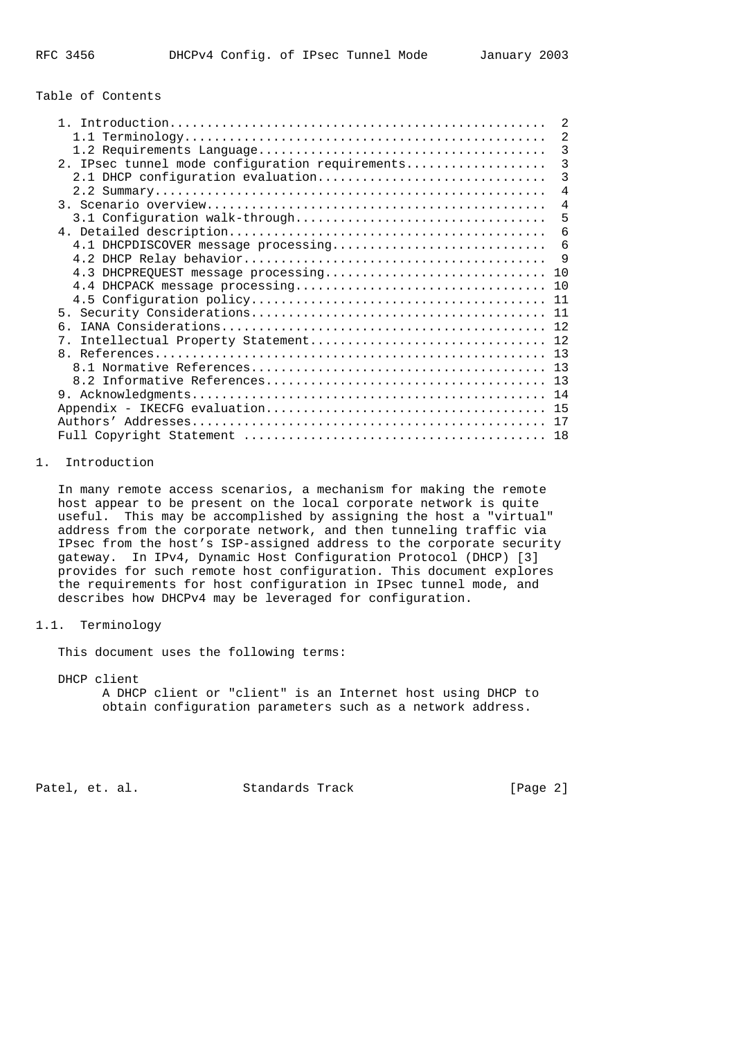Table of Contents

```
   1. Introduction.................................................  2
     1.1 Terminology...............................................  2
     1.2 Requirements Language.....................................  3
   2. IPsec tunnel mode configuration requirements..................  3
     2.1 DHCP configuration evaluation.............................  3
     2.2 Summary...................................................  4
   3. Scenario overview.............................................  4
     3.1 Configuration walk-through................................  5
   4. Detailed description..........................................  6
     4.1 DHCPDISCOVER message processing...........................  6
     4.2 DHCP Relay behavior.......................................  9
     4.3 DHCPREQUEST message processing............................ 10
     4.4 DHCPACK message processing................................ 10
     4.5 Configuration policy...................................... 11
   5. Security Considerations...................................... 11
   6. IANA Considerations.......................................... 12
   7. Intellectual Property Statement.............................. 12
   8. References................................................... 13
     8.1 Normative References...................................... 13
     8.2 Informative References.................................... 13
   9. Acknowledgments.............................................. 14
   Appendix - IKECFG evaluation.................................... 15
   Authors' Addresses.............................................. 17
   Full Copyright Statement ....................................... 18
```

# 1. Introduction

In many remote access scenarios, a mechanism for making the remote host appear to be present on the local corporate network is quite useful. This may be accomplished by assigning the host a "virtual" address from the corporate network, and then tunneling traffic via IPsec from the host's ISP-assigned address to the corporate security gateway. In IPv4, Dynamic Host Configuration Protocol (DHCP) [3] provides for such remote host configuration. This document explores the requirements for host configuration in IPsec tunnel mode, and describes how DHCPv4 may be leveraged for configuration.

## 1.1. Terminology

This document uses the following terms:

DHCP client
: A DHCP client or "client" is an Internet host using DHCP to obtain configuration parameters such as a network address.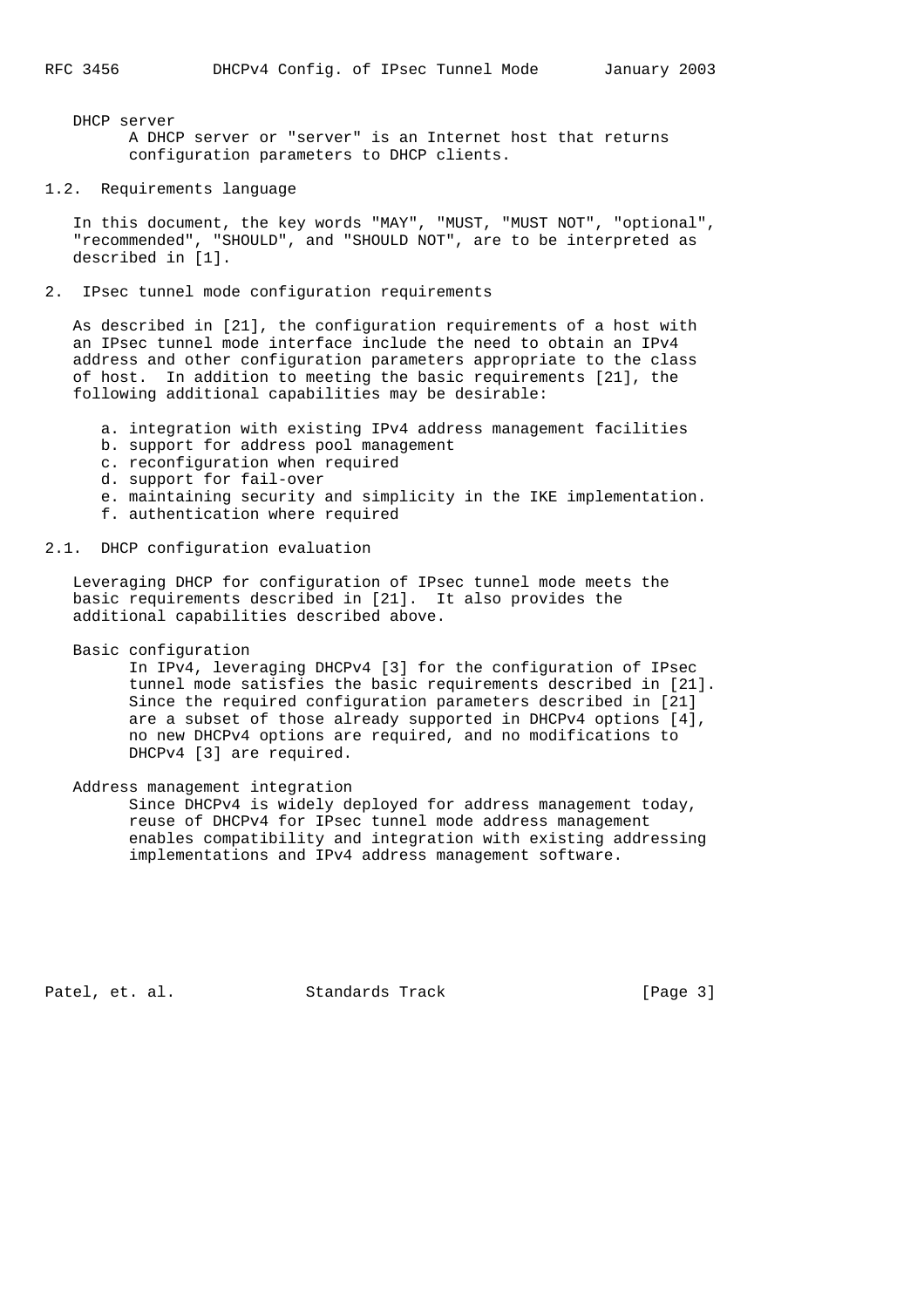DHCP server
A DHCP server or "server" is an Internet host that returns configuration parameters to DHCP clients.

## 1.2. Requirements language

In this document, the key words "MAY", "MUST, "MUST NOT", "optional", "recommended", "SHOULD", and "SHOULD NOT", are to be interpreted as described in [1].

# 2. IPsec tunnel mode configuration requirements

As described in [21], the configuration requirements of a host with an IPsec tunnel mode interface include the need to obtain an IPv4 address and other configuration parameters appropriate to the class of host. In addition to meeting the basic requirements [21], the following additional capabilities may be desirable:

a. integration with existing IPv4 address management facilities
b. support for address pool management
c. reconfiguration when required
d. support for fail-over
e. maintaining security and simplicity in the IKE implementation.
f. authentication where required

## 2.1. DHCP configuration evaluation

Leveraging DHCP for configuration of IPsec tunnel mode meets the basic requirements described in [21]. It also provides the additional capabilities described above.

Basic configuration
In IPv4, leveraging DHCPv4 [3] for the configuration of IPsec tunnel mode satisfies the basic requirements described in [21]. Since the required configuration parameters described in [21] are a subset of those already supported in DHCPv4 options [4], no new DHCPv4 options are required, and no modifications to DHCPv4 [3] are required.

Address management integration
Since DHCPv4 is widely deployed for address management today, reuse of DHCPv4 for IPsec tunnel mode address management enables compatibility and integration with existing addressing implementations and IPv4 address management software.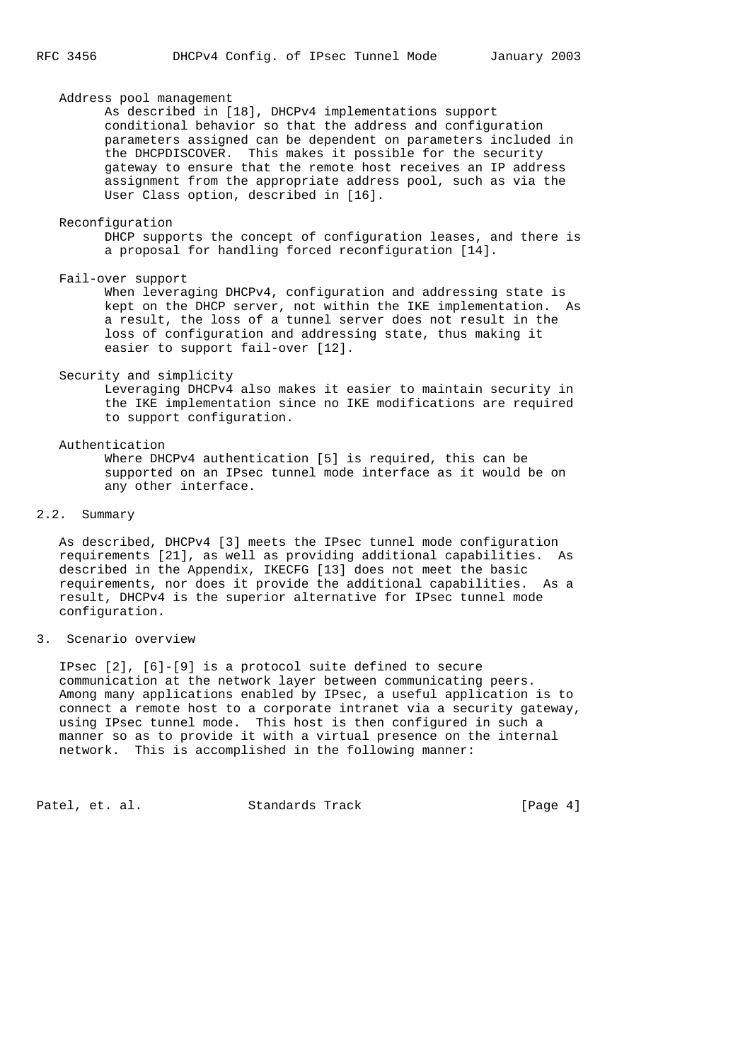Address pool management

As described in [18], DHCPv4 implementations support conditional behavior so that the address and configuration parameters assigned can be dependent on parameters included in the DHCPDISCOVER. This makes it possible for the security gateway to ensure that the remote host receives an IP address assignment from the appropriate address pool, such as via the User Class option, described in [16].

Reconfiguration

DHCP supports the concept of configuration leases, and there is a proposal for handling forced reconfiguration [14].

Fail-over support

When leveraging DHCPv4, configuration and addressing state is kept on the DHCP server, not within the IKE implementation. As a result, the loss of a tunnel server does not result in the loss of configuration and addressing state, thus making it easier to support fail-over [12].

Security and simplicity

Leveraging DHCPv4 also makes it easier to maintain security in the IKE implementation since no IKE modifications are required to support configuration.

Authentication

Where DHCPv4 authentication [5] is required, this can be supported on an IPsec tunnel mode interface as it would be on any other interface.

## 2.2. Summary

As described, DHCPv4 [3] meets the IPsec tunnel mode configuration requirements [21], as well as providing additional capabilities. As described in the Appendix, IKECFG [13] does not meet the basic requirements, nor does it provide the additional capabilities. As a result, DHCPv4 is the superior alternative for IPsec tunnel mode configuration.

# 3. Scenario overview

IPsec [2], [6]-[9] is a protocol suite defined to secure communication at the network layer between communicating peers. Among many applications enabled by IPsec, a useful application is to connect a remote host to a corporate intranet via a security gateway, using IPsec tunnel mode. This host is then configured in such a manner so as to provide it with a virtual presence on the internal network. This is accomplished in the following manner: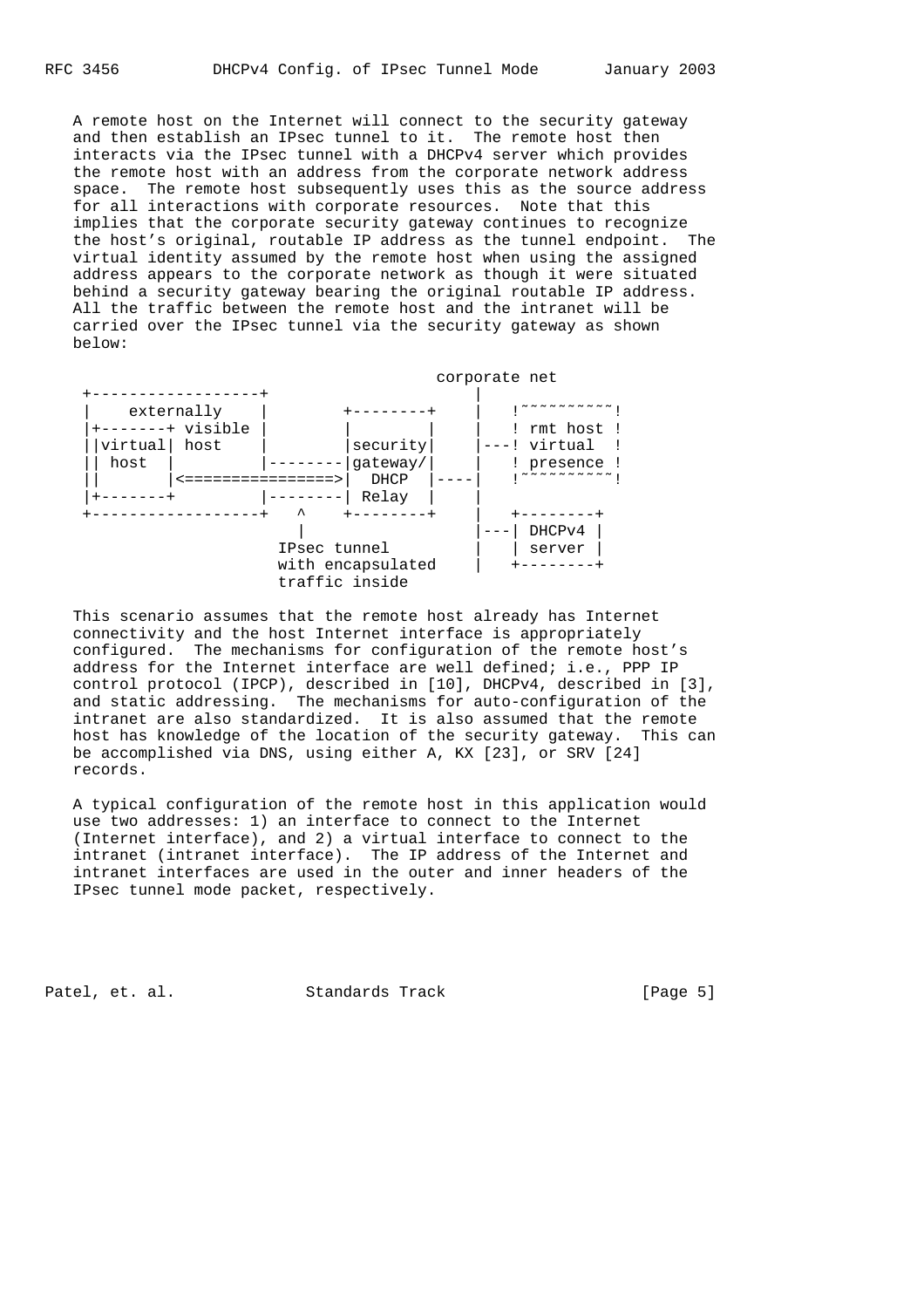A remote host on the Internet will connect to the security gateway and then establish an IPsec tunnel to it. The remote host then interacts via the IPsec tunnel with a DHCPv4 server which provides the remote host with an address from the corporate network address space. The remote host subsequently uses this as the source address for all interactions with corporate resources. Note that this implies that the corporate security gateway continues to recognize the host's original, routable IP address as the tunnel endpoint. The virtual identity assumed by the remote host when using the assigned address appears to the corporate network as though it were situated behind a security gateway bearing the original routable IP address. All the traffic between the remote host and the intranet will be carried over the IPsec tunnel via the security gateway as shown below:

```
                                          corporate net
 +------------------+                          |
 |    externally    |        +--------+        |    !~~~~~~~~~~!
 |+-------+ visible |        |        |        |    ! rmt host !
 ||virtual| host    |        |security|        |---! virtual  !
 || host  |         |--------|gateway/|        |    ! presence !
 ||       |<================>|  DHCP  |----|        !~~~~~~~~~~!
 |+-------+         |--------| Relay  |        |
 +------------------+    ^   +--------+        |    +--------+
                         |                     |---| DHCPv4 |
                     IPsec tunnel              |    | server |
                     with encapsulated         |    +--------+
                     traffic inside
```

This scenario assumes that the remote host already has Internet connectivity and the host Internet interface is appropriately configured. The mechanisms for configuration of the remote host's address for the Internet interface are well defined; i.e., PPP IP control protocol (IPCP), described in [10], DHCPv4, described in [3], and static addressing. The mechanisms for auto-configuration of the intranet are also standardized. It is also assumed that the remote host has knowledge of the location of the security gateway. This can be accomplished via DNS, using either A, KX [23], or SRV [24] records.

A typical configuration of the remote host in this application would use two addresses: 1) an interface to connect to the Internet (Internet interface), and 2) a virtual interface to connect to the intranet (intranet interface). The IP address of the Internet and intranet interfaces are used in the outer and inner headers of the IPsec tunnel mode packet, respectively.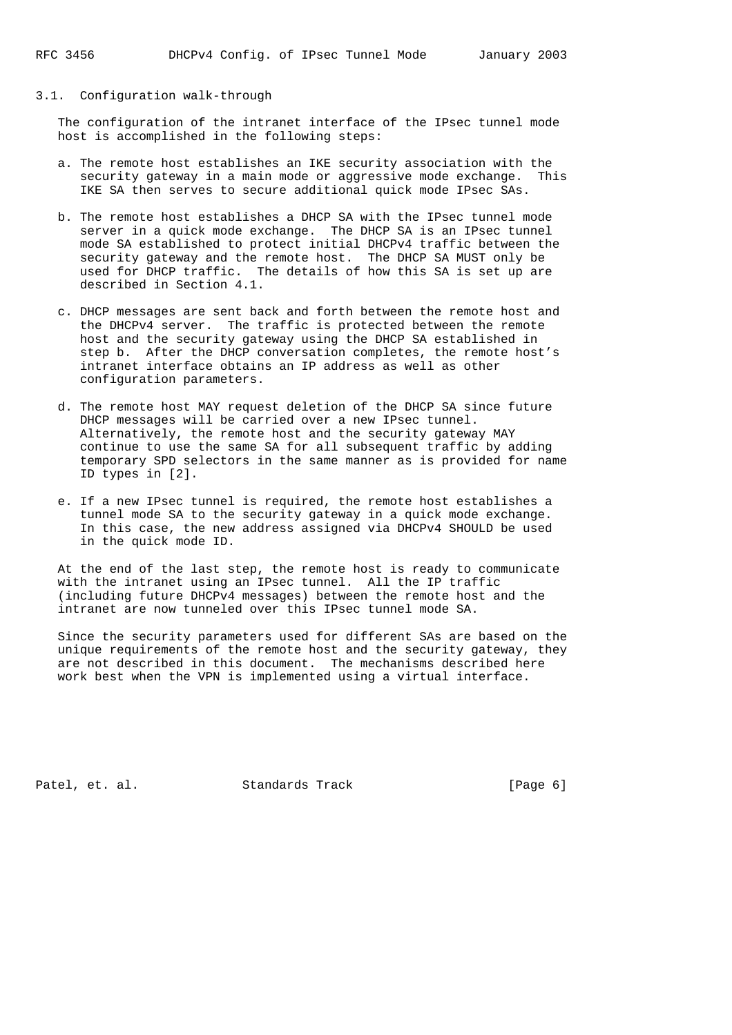### 3.1. Configuration walk-through

The configuration of the intranet interface of the IPsec tunnel mode host is accomplished in the following steps:

a. The remote host establishes an IKE security association with the security gateway in a main mode or aggressive mode exchange. This IKE SA then serves to secure additional quick mode IPsec SAs.

b. The remote host establishes a DHCP SA with the IPsec tunnel mode server in a quick mode exchange. The DHCP SA is an IPsec tunnel mode SA established to protect initial DHCPv4 traffic between the security gateway and the remote host. The DHCP SA MUST only be used for DHCP traffic. The details of how this SA is set up are described in Section 4.1.

c. DHCP messages are sent back and forth between the remote host and the DHCPv4 server. The traffic is protected between the remote host and the security gateway using the DHCP SA established in step b. After the DHCP conversation completes, the remote host's intranet interface obtains an IP address as well as other configuration parameters.

d. The remote host MAY request deletion of the DHCP SA since future DHCP messages will be carried over a new IPsec tunnel. Alternatively, the remote host and the security gateway MAY continue to use the same SA for all subsequent traffic by adding temporary SPD selectors in the same manner as is provided for name ID types in [2].

e. If a new IPsec tunnel is required, the remote host establishes a tunnel mode SA to the security gateway in a quick mode exchange. In this case, the new address assigned via DHCPv4 SHOULD be used in the quick mode ID.

At the end of the last step, the remote host is ready to communicate with the intranet using an IPsec tunnel. All the IP traffic (including future DHCPv4 messages) between the remote host and the intranet are now tunneled over this IPsec tunnel mode SA.

Since the security parameters used for different SAs are based on the unique requirements of the remote host and the security gateway, they are not described in this document. The mechanisms described here work best when the VPN is implemented using a virtual interface.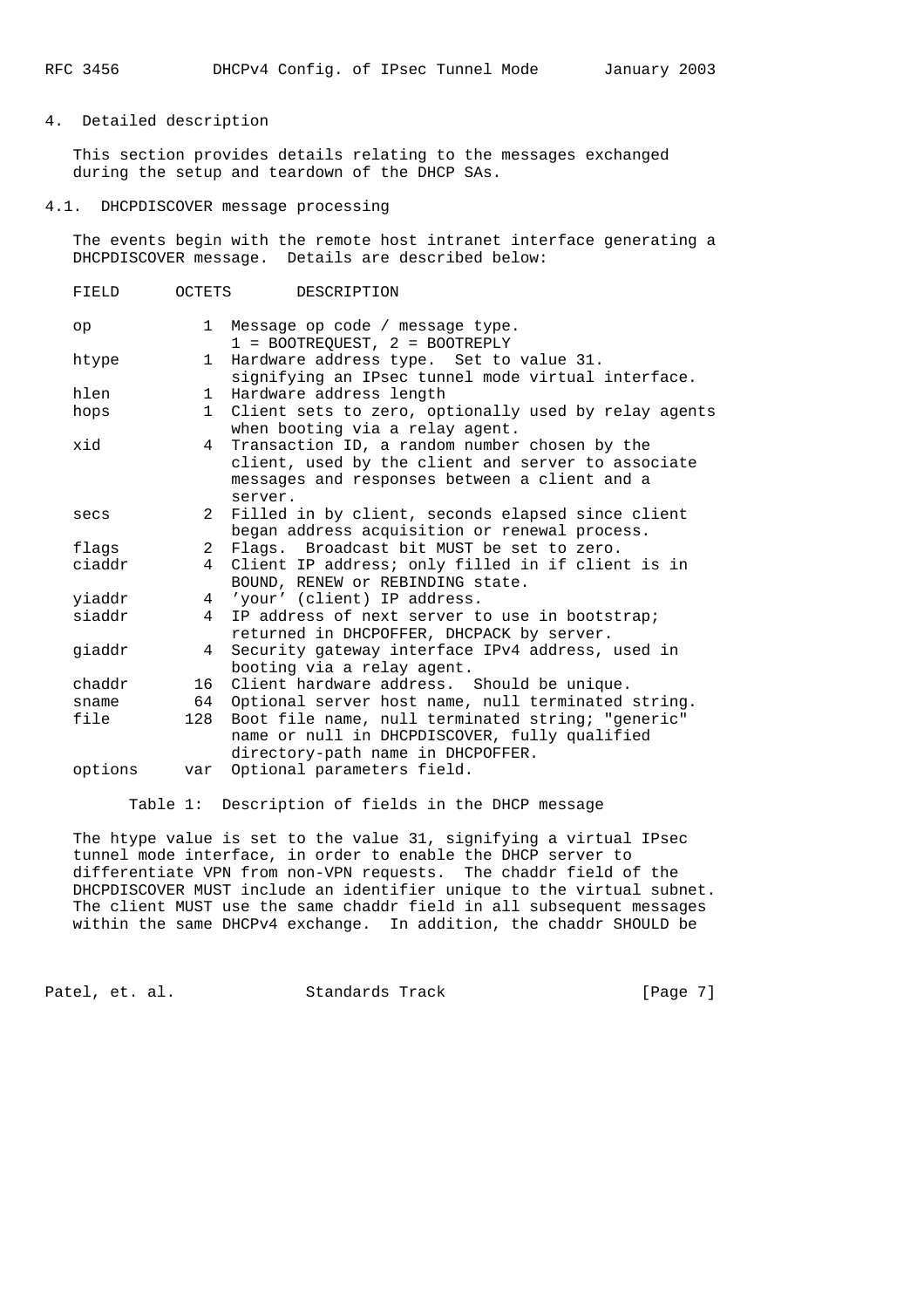## 4. Detailed description

This section provides details relating to the messages exchanged during the setup and teardown of the DHCP SAs.

### 4.1. DHCPDISCOVER message processing

The events begin with the remote host intranet interface generating a DHCPDISCOVER message. Details are described below:

| FIELD | OCTETS | DESCRIPTION |
| --- | --- | --- |
| op | 1 | Message op code / message type. 1 = BOOTREQUEST, 2 = BOOTREPLY |
| htype | 1 | Hardware address type. Set to value 31. signifying an IPsec tunnel mode virtual interface. |
| hlen | 1 | Hardware address length |
| hops | 1 | Client sets to zero, optionally used by relay agents when booting via a relay agent. |
| xid | 4 | Transaction ID, a random number chosen by the client, used by the client and server to associate messages and responses between a client and a server. |
| secs | 2 | Filled in by client, seconds elapsed since client began address acquisition or renewal process. |
| flags | 2 | Flags. Broadcast bit MUST be set to zero. |
| ciaddr | 4 | Client IP address; only filled in if client is in BOUND, RENEW or REBINDING state. |
| yiaddr | 4 | 'your' (client) IP address. |
| siaddr | 4 | IP address of next server to use in bootstrap; returned in DHCPOFFER, DHCPACK by server. |
| giaddr | 4 | Security gateway interface IPv4 address, used in booting via a relay agent. |
| chaddr | 16 | Client hardware address. Should be unique. |
| sname | 64 | Optional server host name, null terminated string. |
| file | 128 | Boot file name, null terminated string; "generic" name or null in DHCPDISCOVER, fully qualified directory-path name in DHCPOFFER. |
| options | var | Optional parameters field. |

Table 1: Description of fields in the DHCP message

The htype value is set to the value 31, signifying a virtual IPsec tunnel mode interface, in order to enable the DHCP server to differentiate VPN from non-VPN requests. The chaddr field of the DHCPDISCOVER MUST include an identifier unique to the virtual subnet. The client MUST use the same chaddr field in all subsequent messages within the same DHCPv4 exchange. In addition, the chaddr SHOULD be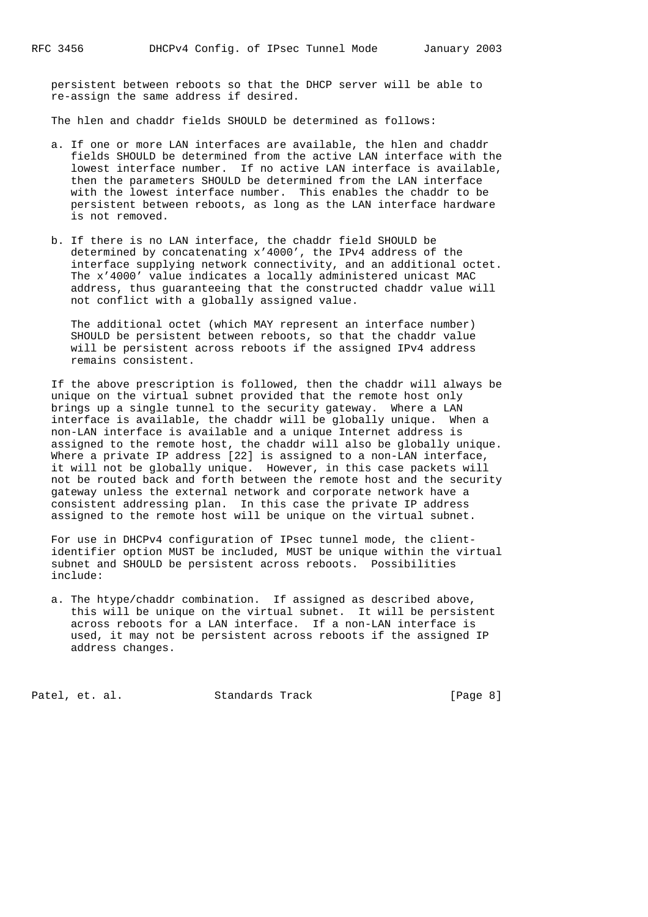persistent between reboots so that the DHCP server will be able to re-assign the same address if desired.

The hlen and chaddr fields SHOULD be determined as follows:

a. If one or more LAN interfaces are available, the hlen and chaddr fields SHOULD be determined from the active LAN interface with the lowest interface number. If no active LAN interface is available, then the parameters SHOULD be determined from the LAN interface with the lowest interface number. This enables the chaddr to be persistent between reboots, as long as the LAN interface hardware is not removed.

b. If there is no LAN interface, the chaddr field SHOULD be determined by concatenating x'4000', the IPv4 address of the interface supplying network connectivity, and an additional octet. The x'4000' value indicates a locally administered unicast MAC address, thus guaranteeing that the constructed chaddr value will not conflict with a globally assigned value.

   The additional octet (which MAY represent an interface number) SHOULD be persistent between reboots, so that the chaddr value will be persistent across reboots if the assigned IPv4 address remains consistent.

If the above prescription is followed, then the chaddr will always be unique on the virtual subnet provided that the remote host only brings up a single tunnel to the security gateway. Where a LAN interface is available, the chaddr will be globally unique. When a non-LAN interface is available and a unique Internet address is assigned to the remote host, the chaddr will also be globally unique. Where a private IP address [22] is assigned to a non-LAN interface, it will not be globally unique. However, in this case packets will not be routed back and forth between the remote host and the security gateway unless the external network and corporate network have a consistent addressing plan. In this case the private IP address assigned to the remote host will be unique on the virtual subnet.

For use in DHCPv4 configuration of IPsec tunnel mode, the client-identifier option MUST be included, MUST be unique within the virtual subnet and SHOULD be persistent across reboots. Possibilities include:

a. The htype/chaddr combination. If assigned as described above, this will be unique on the virtual subnet. It will be persistent across reboots for a LAN interface. If a non-LAN interface is used, it may not be persistent across reboots if the assigned IP address changes.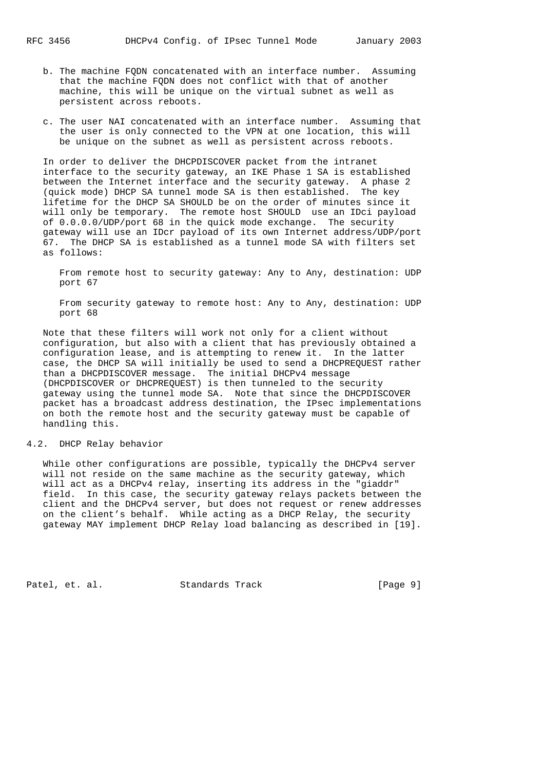b. The machine FQDN concatenated with an interface number. Assuming that the machine FQDN does not conflict with that of another machine, this will be unique on the virtual subnet as well as persistent across reboots.

c. The user NAI concatenated with an interface number. Assuming that the user is only connected to the VPN at one location, this will be unique on the subnet as well as persistent across reboots.

In order to deliver the DHCPDISCOVER packet from the intranet interface to the security gateway, an IKE Phase 1 SA is established between the Internet interface and the security gateway. A phase 2 (quick mode) DHCP SA tunnel mode SA is then established. The key lifetime for the DHCP SA SHOULD be on the order of minutes since it will only be temporary. The remote host SHOULD use an IDci payload of 0.0.0.0/UDP/port 68 in the quick mode exchange. The security gateway will use an IDcr payload of its own Internet address/UDP/port 67. The DHCP SA is established as a tunnel mode SA with filters set as follows:

From remote host to security gateway: Any to Any, destination: UDP port 67

From security gateway to remote host: Any to Any, destination: UDP port 68

Note that these filters will work not only for a client without configuration, but also with a client that has previously obtained a configuration lease, and is attempting to renew it. In the latter case, the DHCP SA will initially be used to send a DHCPREQUEST rather than a DHCPDISCOVER message. The initial DHCPv4 message (DHCPDISCOVER or DHCPREQUEST) is then tunneled to the security gateway using the tunnel mode SA. Note that since the DHCPDISCOVER packet has a broadcast address destination, the IPsec implementations on both the remote host and the security gateway must be capable of handling this.

## 4.2. DHCP Relay behavior

While other configurations are possible, typically the DHCPv4 server will not reside on the same machine as the security gateway, which will act as a DHCPv4 relay, inserting its address in the "giaddr" field. In this case, the security gateway relays packets between the client and the DHCPv4 server, but does not request or renew addresses on the client's behalf. While acting as a DHCP Relay, the security gateway MAY implement DHCP Relay load balancing as described in [19].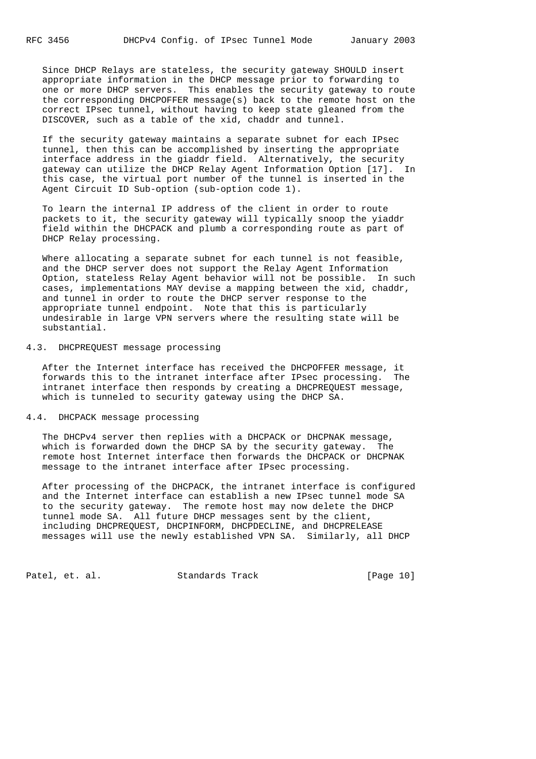Since DHCP Relays are stateless, the security gateway SHOULD insert appropriate information in the DHCP message prior to forwarding to one or more DHCP servers. This enables the security gateway to route the corresponding DHCPOFFER message(s) back to the remote host on the correct IPsec tunnel, without having to keep state gleaned from the DISCOVER, such as a table of the xid, chaddr and tunnel.

If the security gateway maintains a separate subnet for each IPsec tunnel, then this can be accomplished by inserting the appropriate interface address in the giaddr field. Alternatively, the security gateway can utilize the DHCP Relay Agent Information Option [17]. In this case, the virtual port number of the tunnel is inserted in the Agent Circuit ID Sub-option (sub-option code 1).

To learn the internal IP address of the client in order to route packets to it, the security gateway will typically snoop the yiaddr field within the DHCPACK and plumb a corresponding route as part of DHCP Relay processing.

Where allocating a separate subnet for each tunnel is not feasible, and the DHCP server does not support the Relay Agent Information Option, stateless Relay Agent behavior will not be possible. In such cases, implementations MAY devise a mapping between the xid, chaddr, and tunnel in order to route the DHCP server response to the appropriate tunnel endpoint. Note that this is particularly undesirable in large VPN servers where the resulting state will be substantial.

### 4.3. DHCPREQUEST message processing

After the Internet interface has received the DHCPOFFER message, it forwards this to the intranet interface after IPsec processing. The intranet interface then responds by creating a DHCPREQUEST message, which is tunneled to security gateway using the DHCP SA.

### 4.4. DHCPACK message processing

The DHCPv4 server then replies with a DHCPACK or DHCPNAK message, which is forwarded down the DHCP SA by the security gateway. The remote host Internet interface then forwards the DHCPACK or DHCPNAK message to the intranet interface after IPsec processing.

After processing of the DHCPACK, the intranet interface is configured and the Internet interface can establish a new IPsec tunnel mode SA to the security gateway. The remote host may now delete the DHCP tunnel mode SA. All future DHCP messages sent by the client, including DHCPREQUEST, DHCPINFORM, DHCPDECLINE, and DHCPRELEASE messages will use the newly established VPN SA. Similarly, all DHCP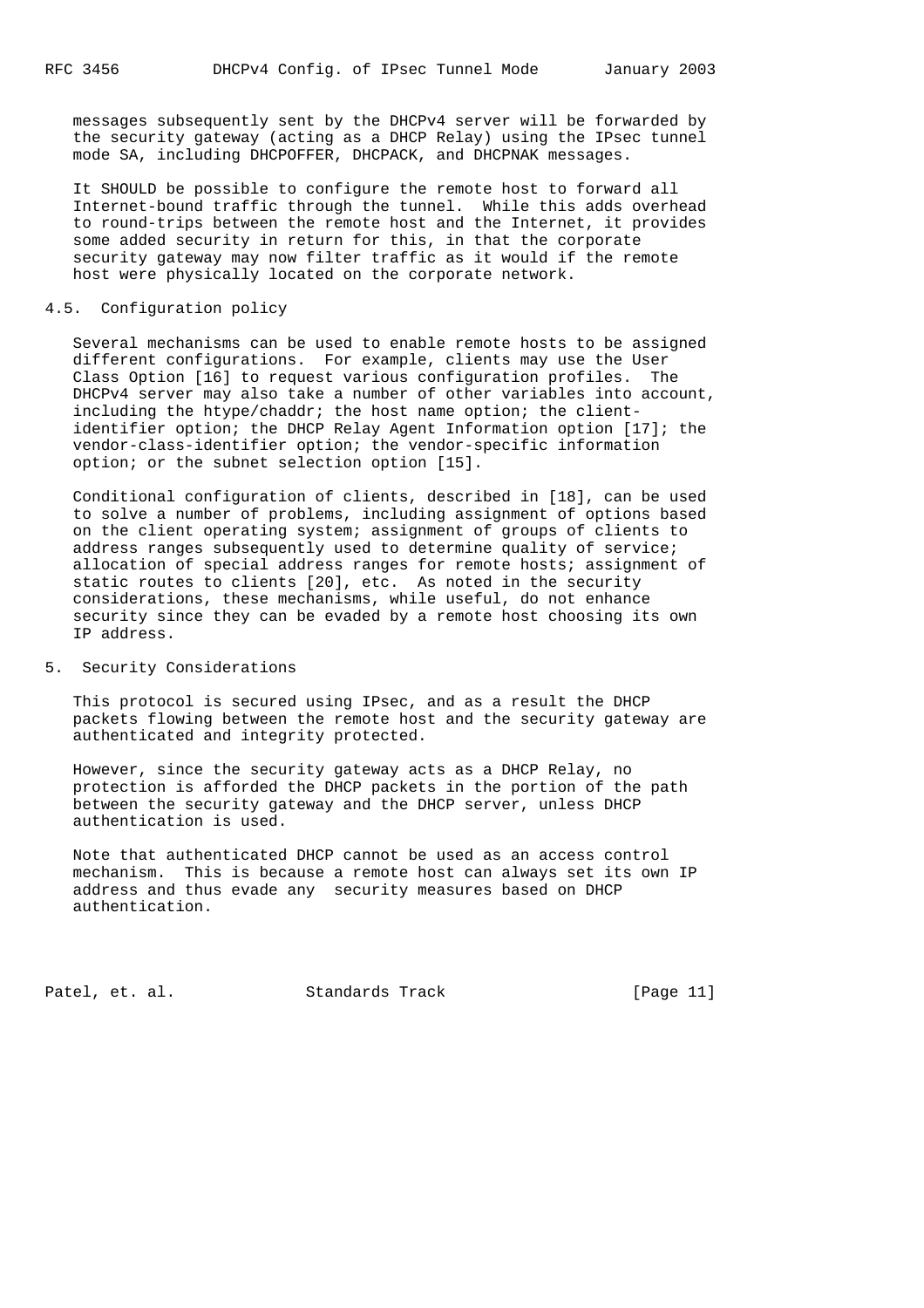messages subsequently sent by the DHCPv4 server will be forwarded by the security gateway (acting as a DHCP Relay) using the IPsec tunnel mode SA, including DHCPOFFER, DHCPACK, and DHCPNAK messages.

It SHOULD be possible to configure the remote host to forward all Internet-bound traffic through the tunnel. While this adds overhead to round-trips between the remote host and the Internet, it provides some added security in return for this, in that the corporate security gateway may now filter traffic as it would if the remote host were physically located on the corporate network.

### 4.5. Configuration policy

Several mechanisms can be used to enable remote hosts to be assigned different configurations. For example, clients may use the User Class Option [16] to request various configuration profiles. The DHCPv4 server may also take a number of other variables into account, including the htype/chaddr; the host name option; the client-identifier option; the DHCP Relay Agent Information option [17]; the vendor-class-identifier option; the vendor-specific information option; or the subnet selection option [15].

Conditional configuration of clients, described in [18], can be used to solve a number of problems, including assignment of options based on the client operating system; assignment of groups of clients to address ranges subsequently used to determine quality of service; allocation of special address ranges for remote hosts; assignment of static routes to clients [20], etc. As noted in the security considerations, these mechanisms, while useful, do not enhance security since they can be evaded by a remote host choosing its own IP address.

## 5. Security Considerations

This protocol is secured using IPsec, and as a result the DHCP packets flowing between the remote host and the security gateway are authenticated and integrity protected.

However, since the security gateway acts as a DHCP Relay, no protection is afforded the DHCP packets in the portion of the path between the security gateway and the DHCP server, unless DHCP authentication is used.

Note that authenticated DHCP cannot be used as an access control mechanism. This is because a remote host can always set its own IP address and thus evade any security measures based on DHCP authentication.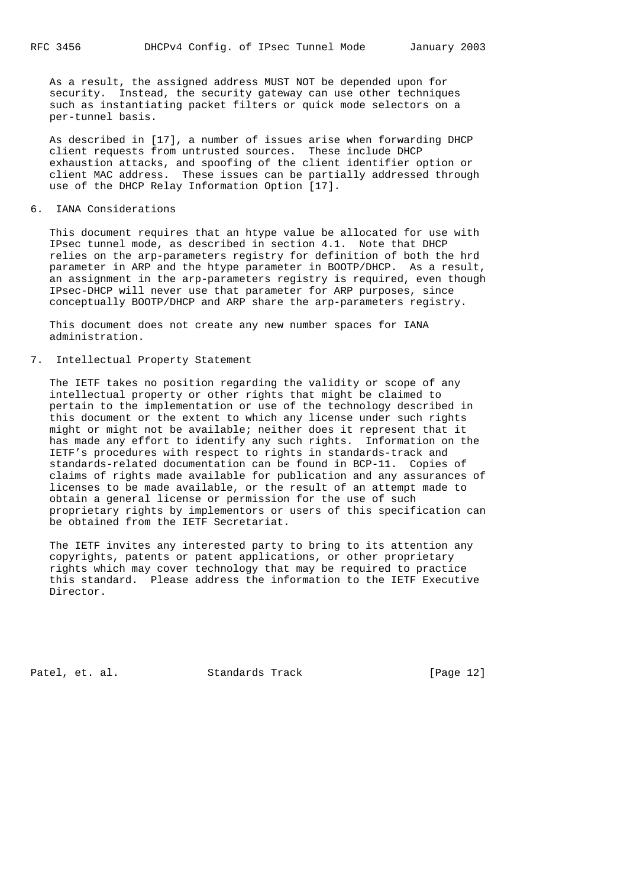As a result, the assigned address MUST NOT be depended upon for security. Instead, the security gateway can use other techniques such as instantiating packet filters or quick mode selectors on a per-tunnel basis.

As described in [17], a number of issues arise when forwarding DHCP client requests from untrusted sources. These include DHCP exhaustion attacks, and spoofing of the client identifier option or client MAC address. These issues can be partially addressed through use of the DHCP Relay Information Option [17].

## 6. IANA Considerations

This document requires that an htype value be allocated for use with IPsec tunnel mode, as described in section 4.1. Note that DHCP relies on the arp-parameters registry for definition of both the hrd parameter in ARP and the htype parameter in BOOTP/DHCP. As a result, an assignment in the arp-parameters registry is required, even though IPsec-DHCP will never use that parameter for ARP purposes, since conceptually BOOTP/DHCP and ARP share the arp-parameters registry.

This document does not create any new number spaces for IANA administration.

## 7. Intellectual Property Statement

The IETF takes no position regarding the validity or scope of any intellectual property or other rights that might be claimed to pertain to the implementation or use of the technology described in this document or the extent to which any license under such rights might or might not be available; neither does it represent that it has made any effort to identify any such rights. Information on the IETF's procedures with respect to rights in standards-track and standards-related documentation can be found in BCP-11. Copies of claims of rights made available for publication and any assurances of licenses to be made available, or the result of an attempt made to obtain a general license or permission for the use of such proprietary rights by implementors or users of this specification can be obtained from the IETF Secretariat.

The IETF invites any interested party to bring to its attention any copyrights, patents or patent applications, or other proprietary rights which may cover technology that may be required to practice this standard. Please address the information to the IETF Executive Director.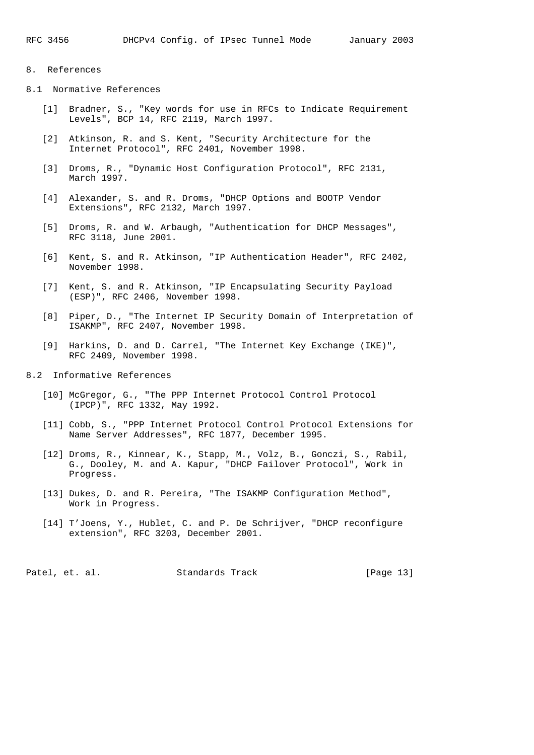# 8. References

## 8.1 Normative References

[1] Bradner, S., "Key words for use in RFCs to Indicate Requirement Levels", BCP 14, RFC 2119, March 1997.

[2] Atkinson, R. and S. Kent, "Security Architecture for the Internet Protocol", RFC 2401, November 1998.

[3] Droms, R., "Dynamic Host Configuration Protocol", RFC 2131, March 1997.

[4] Alexander, S. and R. Droms, "DHCP Options and BOOTP Vendor Extensions", RFC 2132, March 1997.

[5] Droms, R. and W. Arbaugh, "Authentication for DHCP Messages", RFC 3118, June 2001.

[6] Kent, S. and R. Atkinson, "IP Authentication Header", RFC 2402, November 1998.

[7] Kent, S. and R. Atkinson, "IP Encapsulating Security Payload (ESP)", RFC 2406, November 1998.

[8] Piper, D., "The Internet IP Security Domain of Interpretation of ISAKMP", RFC 2407, November 1998.

[9] Harkins, D. and D. Carrel, "The Internet Key Exchange (IKE)", RFC 2409, November 1998.

## 8.2 Informative References

[10] McGregor, G., "The PPP Internet Protocol Control Protocol (IPCP)", RFC 1332, May 1992.

[11] Cobb, S., "PPP Internet Protocol Control Protocol Extensions for Name Server Addresses", RFC 1877, December 1995.

[12] Droms, R., Kinnear, K., Stapp, M., Volz, B., Gonczi, S., Rabil, G., Dooley, M. and A. Kapur, "DHCP Failover Protocol", Work in Progress.

[13] Dukes, D. and R. Pereira, "The ISAKMP Configuration Method", Work in Progress.

[14] T'Joens, Y., Hublet, C. and P. De Schrijver, "DHCP reconfigure extension", RFC 3203, December 2001.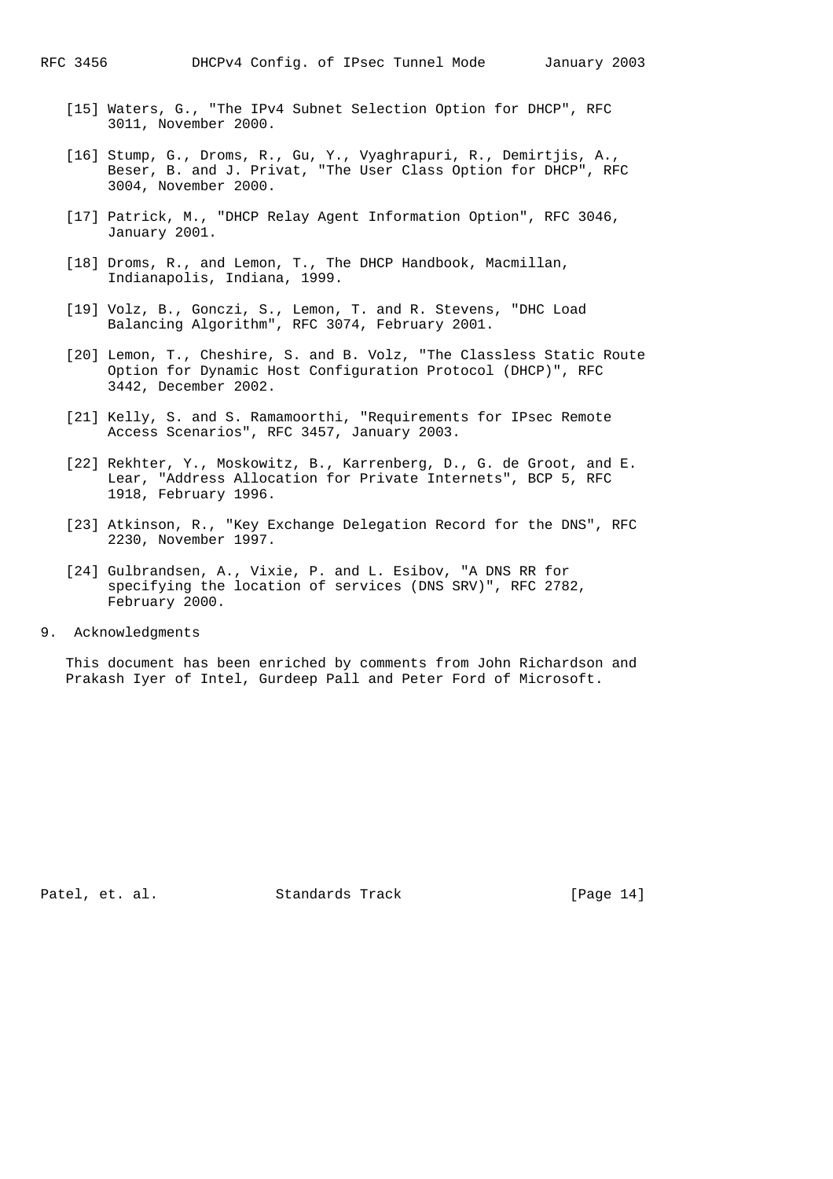[15] Waters, G., "The IPv4 Subnet Selection Option for DHCP", RFC 3011, November 2000.

[16] Stump, G., Droms, R., Gu, Y., Vyaghrapuri, R., Demirtjis, A., Beser, B. and J. Privat, "The User Class Option for DHCP", RFC 3004, November 2000.

[17] Patrick, M., "DHCP Relay Agent Information Option", RFC 3046, January 2001.

[18] Droms, R., and Lemon, T., The DHCP Handbook, Macmillan, Indianapolis, Indiana, 1999.

[19] Volz, B., Gonczi, S., Lemon, T. and R. Stevens, "DHC Load Balancing Algorithm", RFC 3074, February 2001.

[20] Lemon, T., Cheshire, S. and B. Volz, "The Classless Static Route Option for Dynamic Host Configuration Protocol (DHCP)", RFC 3442, December 2002.

[21] Kelly, S. and S. Ramamoorthi, "Requirements for IPsec Remote Access Scenarios", RFC 3457, January 2003.

[22] Rekhter, Y., Moskowitz, B., Karrenberg, D., G. de Groot, and E. Lear, "Address Allocation for Private Internets", BCP 5, RFC 1918, February 1996.

[23] Atkinson, R., "Key Exchange Delegation Record for the DNS", RFC 2230, November 1997.

[24] Gulbrandsen, A., Vixie, P. and L. Esibov, "A DNS RR for specifying the location of services (DNS SRV)", RFC 2782, February 2000.

## 9. Acknowledgments

This document has been enriched by comments from John Richardson and Prakash Iyer of Intel, Gurdeep Pall and Peter Ford of Microsoft.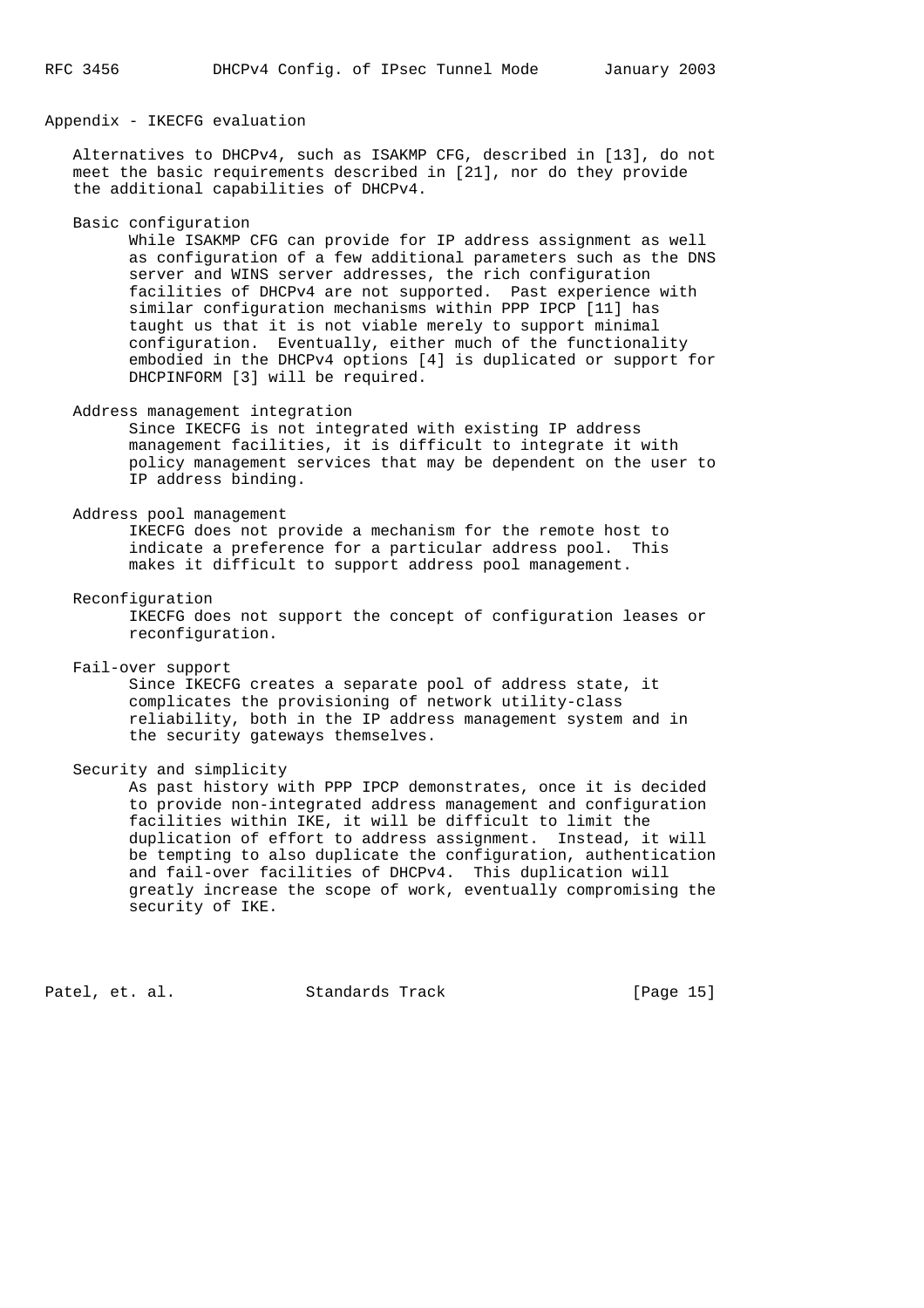## Appendix - IKECFG evaluation

Alternatives to DHCPv4, such as ISAKMP CFG, described in [13], do not meet the basic requirements described in [21], nor do they provide the additional capabilities of DHCPv4.

**Basic configuration**

While ISAKMP CFG can provide for IP address assignment as well as configuration of a few additional parameters such as the DNS server and WINS server addresses, the rich configuration facilities of DHCPv4 are not supported. Past experience with similar configuration mechanisms within PPP IPCP [11] has taught us that it is not viable merely to support minimal configuration. Eventually, either much of the functionality embodied in the DHCPv4 options [4] is duplicated or support for DHCPINFORM [3] will be required.

**Address management integration**

Since IKECFG is not integrated with existing IP address management facilities, it is difficult to integrate it with policy management services that may be dependent on the user to IP address binding.

**Address pool management**

IKECFG does not provide a mechanism for the remote host to indicate a preference for a particular address pool. This makes it difficult to support address pool management.

**Reconfiguration**

IKECFG does not support the concept of configuration leases or reconfiguration.

**Fail-over support**

Since IKECFG creates a separate pool of address state, it complicates the provisioning of network utility-class reliability, both in the IP address management system and in the security gateways themselves.

**Security and simplicity**

As past history with PPP IPCP demonstrates, once it is decided to provide non-integrated address management and configuration facilities within IKE, it will be difficult to limit the duplication of effort to address assignment. Instead, it will be tempting to also duplicate the configuration, authentication and fail-over facilities of DHCPv4. This duplication will greatly increase the scope of work, eventually compromising the security of IKE.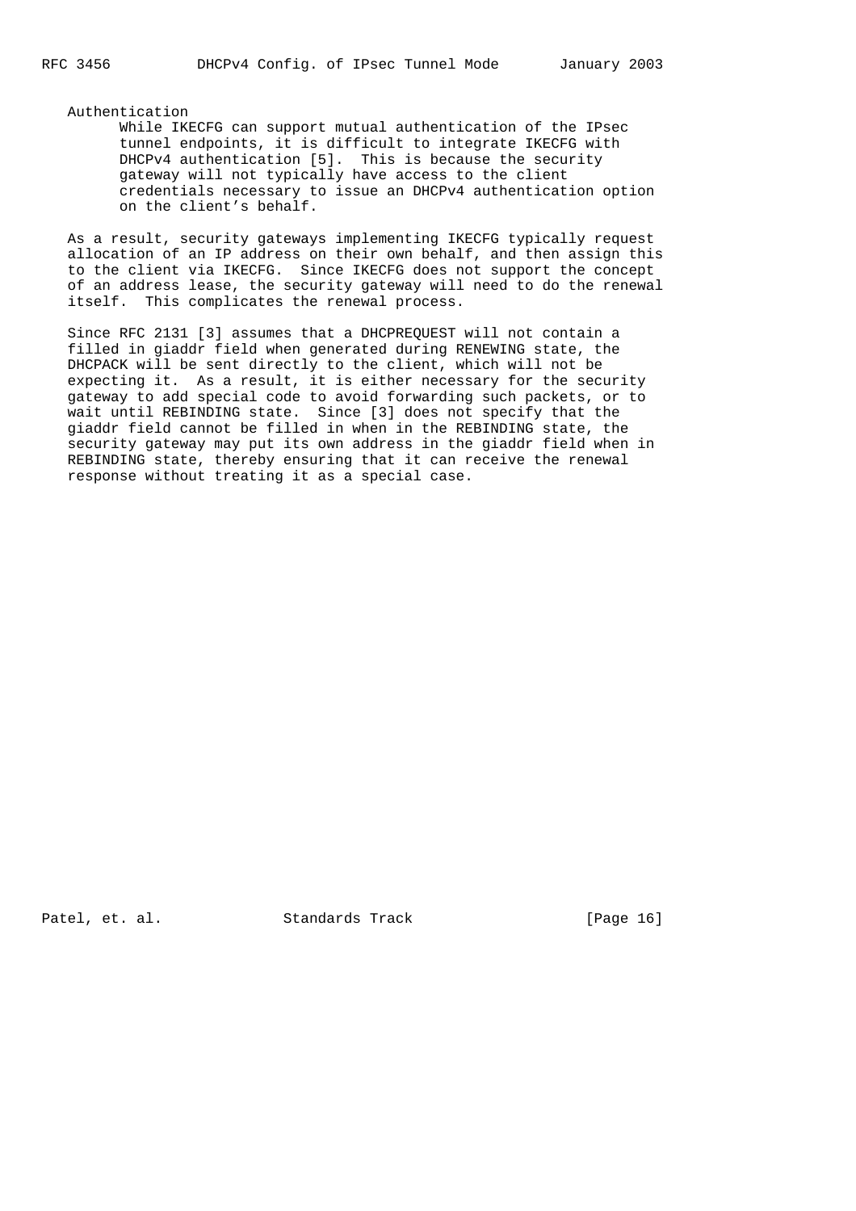Authentication

While IKECFG can support mutual authentication of the IPsec tunnel endpoints, it is difficult to integrate IKECFG with DHCPv4 authentication [5]. This is because the security gateway will not typically have access to the client credentials necessary to issue an DHCPv4 authentication option on the client's behalf.

As a result, security gateways implementing IKECFG typically request allocation of an IP address on their own behalf, and then assign this to the client via IKECFG. Since IKECFG does not support the concept of an address lease, the security gateway will need to do the renewal itself. This complicates the renewal process.

Since RFC 2131 [3] assumes that a DHCPREQUEST will not contain a filled in giaddr field when generated during RENEWING state, the DHCPACK will be sent directly to the client, which will not be expecting it. As a result, it is either necessary for the security gateway to add special code to avoid forwarding such packets, or to wait until REBINDING state. Since [3] does not specify that the giaddr field cannot be filled in when in the REBINDING state, the security gateway may put its own address in the giaddr field when in REBINDING state, thereby ensuring that it can receive the renewal response without treating it as a special case.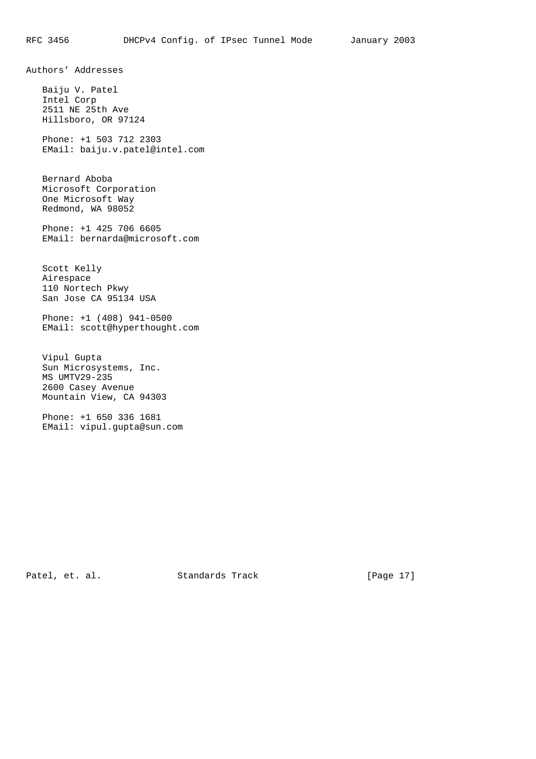# Authors' Addresses

Baiju V. Patel
Intel Corp
2511 NE 25th Ave
Hillsboro, OR 97124

Phone: +1 503 712 2303
EMail: baiju.v.patel@intel.com

Bernard Aboba
Microsoft Corporation
One Microsoft Way
Redmond, WA 98052

Phone: +1 425 706 6605
EMail: bernarda@microsoft.com

Scott Kelly
Airespace
110 Nortech Pkwy
San Jose CA 95134 USA

Phone: +1 (408) 941-0500
EMail: scott@hyperthought.com

Vipul Gupta
Sun Microsystems, Inc.
MS UMTV29-235
2600 Casey Avenue
Mountain View, CA 94303

Phone: +1 650 336 1681
EMail: vipul.gupta@sun.com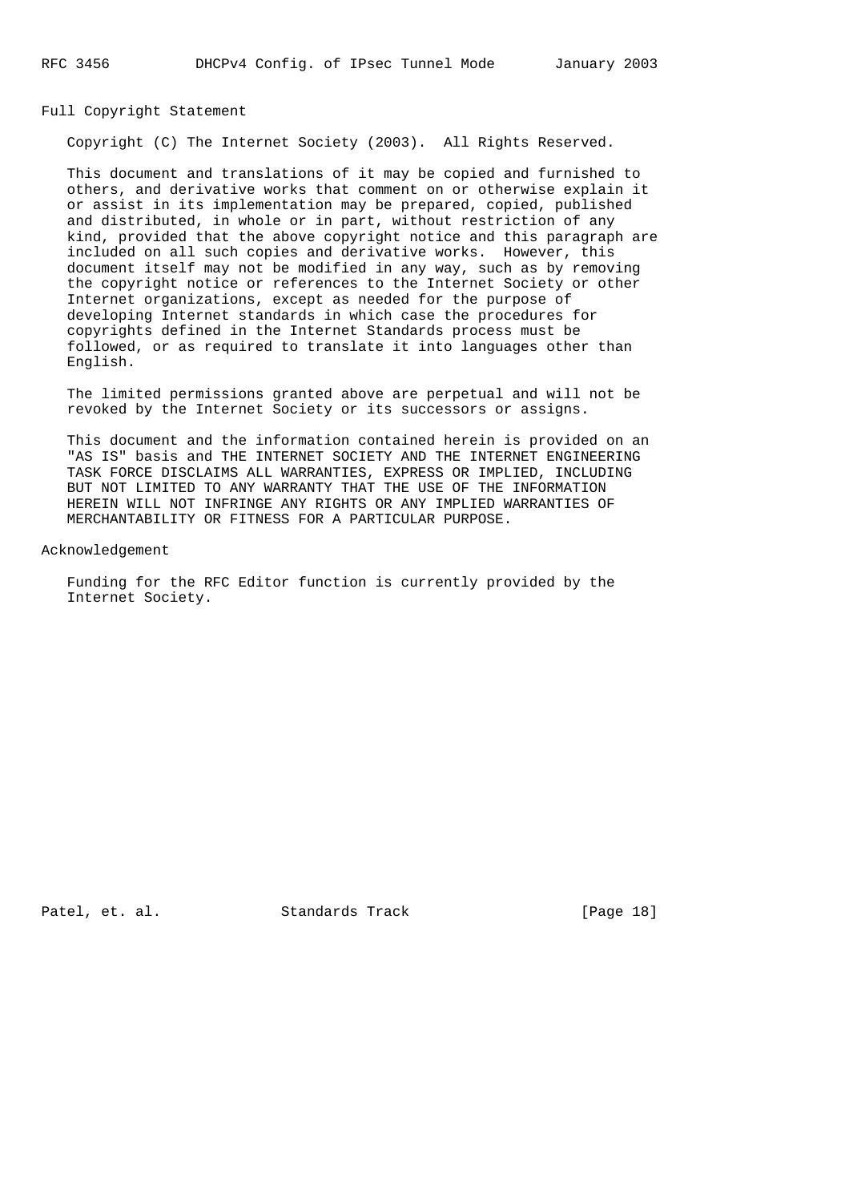## Full Copyright Statement

Copyright (C) The Internet Society (2003). All Rights Reserved.

This document and translations of it may be copied and furnished to others, and derivative works that comment on or otherwise explain it or assist in its implementation may be prepared, copied, published and distributed, in whole or in part, without restriction of any kind, provided that the above copyright notice and this paragraph are included on all such copies and derivative works. However, this document itself may not be modified in any way, such as by removing the copyright notice or references to the Internet Society or other Internet organizations, except as needed for the purpose of developing Internet standards in which case the procedures for copyrights defined in the Internet Standards process must be followed, or as required to translate it into languages other than English.

The limited permissions granted above are perpetual and will not be revoked by the Internet Society or its successors or assigns.

This document and the information contained herein is provided on an "AS IS" basis and THE INTERNET SOCIETY AND THE INTERNET ENGINEERING TASK FORCE DISCLAIMS ALL WARRANTIES, EXPRESS OR IMPLIED, INCLUDING BUT NOT LIMITED TO ANY WARRANTY THAT THE USE OF THE INFORMATION HEREIN WILL NOT INFRINGE ANY RIGHTS OR ANY IMPLIED WARRANTIES OF MERCHANTABILITY OR FITNESS FOR A PARTICULAR PURPOSE.

## Acknowledgement

Funding for the RFC Editor function is currently provided by the Internet Society.